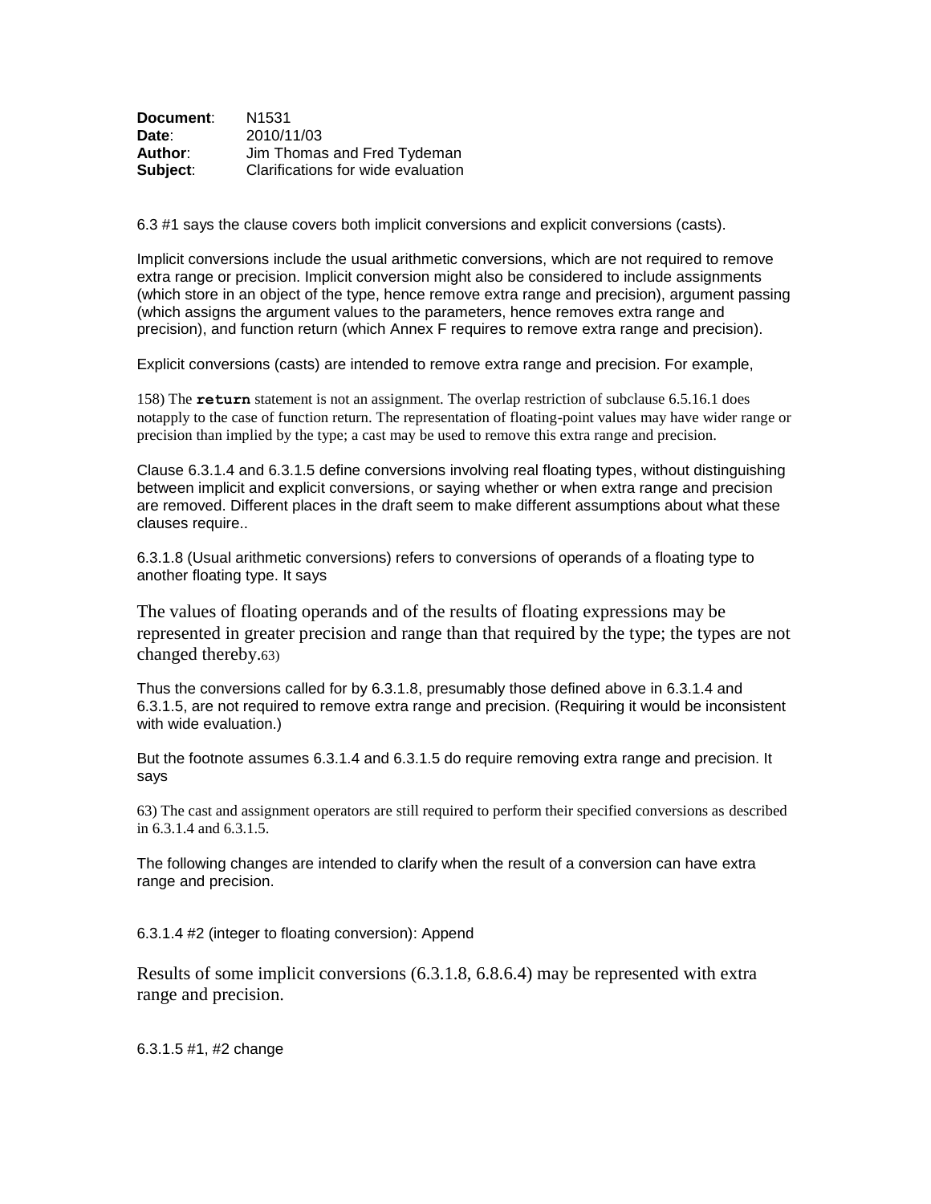**Document**: N1531
**Date**: 2010/11/03
**Author**: Jim Thomas and Fred Tydeman
**Subject**: Clarifications for wide evaluation

6.3 #1 says the clause covers both implicit conversions and explicit conversions (casts).

Implicit conversions include the usual arithmetic conversions, which are not required to remove extra range or precision. Implicit conversion might also be considered to include assignments (which store in an object of the type, hence remove extra range and precision), argument passing (which assigns the argument values to the parameters, hence removes extra range and precision), and function return (which Annex F requires to remove extra range and precision).

Explicit conversions (casts) are intended to remove extra range and precision. For example,

> 158) The **`return`** statement is not an assignment. The overlap restriction of subclause 6.5.16.1 does notapply to the case of function return. The representation of floating-point values may have wider range or precision than implied by the type; a cast may be used to remove this extra range and precision.

Clause 6.3.1.4 and 6.3.1.5 define conversions involving real floating types, without distinguishing between implicit and explicit conversions, or saying whether or when extra range and precision are removed. Different places in the draft seem to make different assumptions about what these clauses require..

6.3.1.8 (Usual arithmetic conversions) refers to conversions of operands of a floating type to another floating type. It says

> The values of floating operands and of the results of floating expressions may be represented in greater precision and range than that required by the type; the types are not changed thereby.63)

Thus the conversions called for by 6.3.1.8, presumably those defined above in 6.3.1.4 and 6.3.1.5, are not required to remove extra range and precision. (Requiring it would be inconsistent with wide evaluation.)

But the footnote assumes 6.3.1.4 and 6.3.1.5 do require removing extra range and precision. It says

> 63) The cast and assignment operators are still required to perform their specified conversions as described in 6.3.1.4 and 6.3.1.5.

The following changes are intended to clarify when the result of a conversion can have extra range and precision.

6.3.1.4 #2 (integer to floating conversion): Append

> Results of some implicit conversions (6.3.1.8, 6.8.6.4) may be represented with extra range and precision.

6.3.1.5 #1, #2 change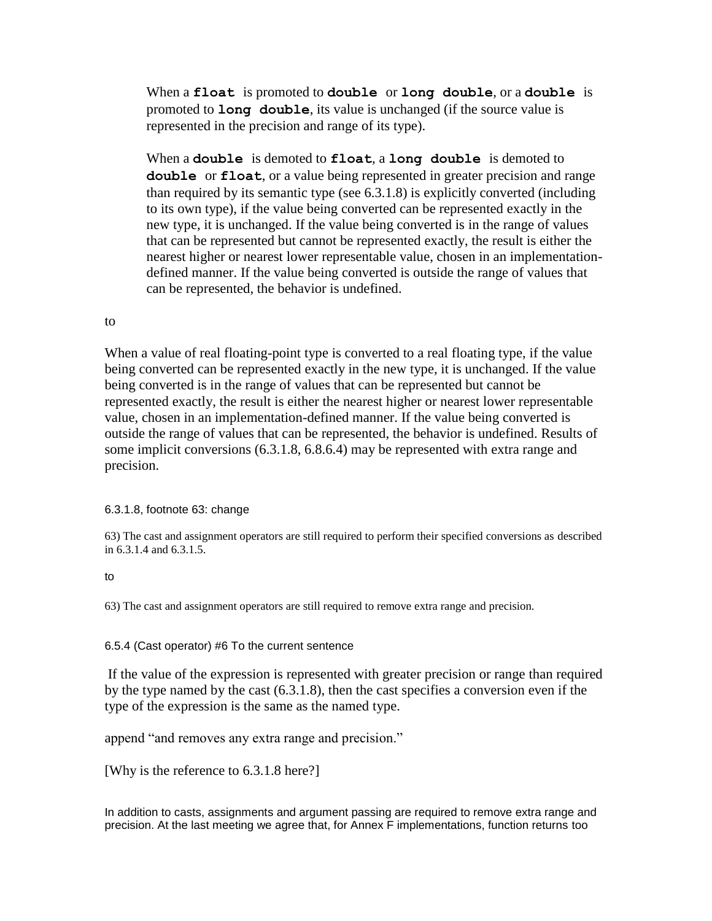> When a **`float`** is promoted to **`double`** or **`long double`**, or a **`double`** is promoted to **`long double`**, its value is unchanged (if the source value is represented in the precision and range of its type).
>
> When a **`double`** is demoted to **`float`**, a **`long double`** is demoted to **`double`** or **`float`**, or a value being represented in greater precision and range than required by its semantic type (see 6.3.1.8) is explicitly converted (including to its own type), if the value being converted can be represented exactly in the new type, it is unchanged. If the value being converted is in the range of values that can be represented but cannot be represented exactly, the result is either the nearest higher or nearest lower representable value, chosen in an implementation-defined manner. If the value being converted is outside the range of values that can be represented, the behavior is undefined.

to

When a value of real floating-point type is converted to a real floating type, if the value being converted can be represented exactly in the new type, it is unchanged. If the value being converted is in the range of values that can be represented but cannot be represented exactly, the result is either the nearest higher or nearest lower representable value, chosen in an implementation-defined manner. If the value being converted is outside the range of values that can be represented, the behavior is undefined. Results of some implicit conversions (6.3.1.8, 6.8.6.4) may be represented with extra range and precision.

6.3.1.8, footnote 63: change

63) The cast and assignment operators are still required to perform their specified conversions as described in 6.3.1.4 and 6.3.1.5.

to

63) The cast and assignment operators are still required to remove extra range and precision.

6.5.4 (Cast operator) #6 To the current sentence

If the value of the expression is represented with greater precision or range than required by the type named by the cast (6.3.1.8), then the cast specifies a conversion even if the type of the expression is the same as the named type.

append "and removes any extra range and precision."

[Why is the reference to 6.3.1.8 here?]

In addition to casts, assignments and argument passing are required to remove extra range and precision. At the last meeting we agree that, for Annex F implementations, function returns too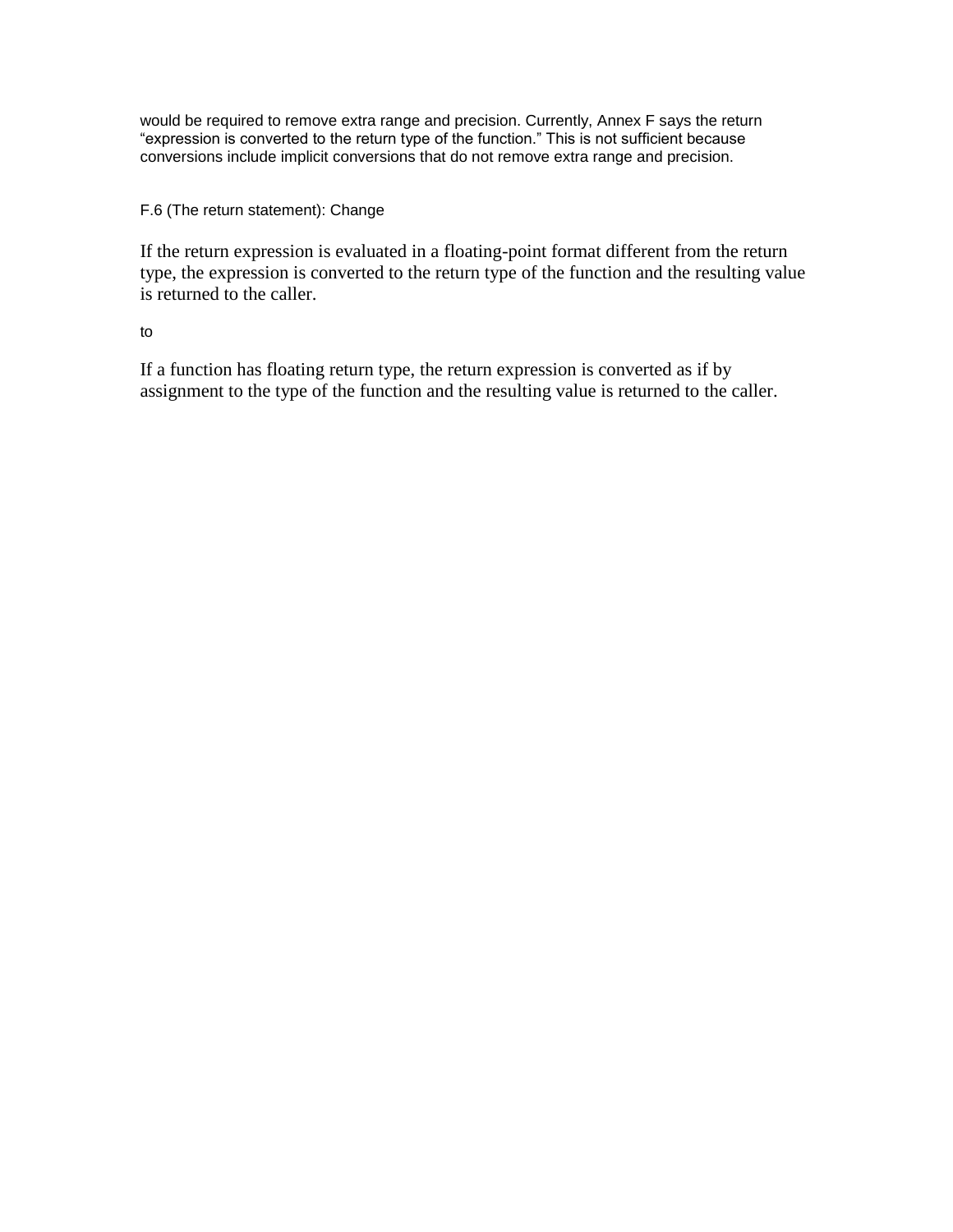would be required to remove extra range and precision. Currently, Annex F says the return "expression is converted to the return type of the function." This is not sufficient because conversions include implicit conversions that do not remove extra range and precision.

F.6 (The return statement): Change

If the return expression is evaluated in a floating-point format different from the return type, the expression is converted to the return type of the function and the resulting value is returned to the caller.

to

If a function has floating return type, the return expression is converted as if by assignment to the type of the function and the resulting value is returned to the caller.